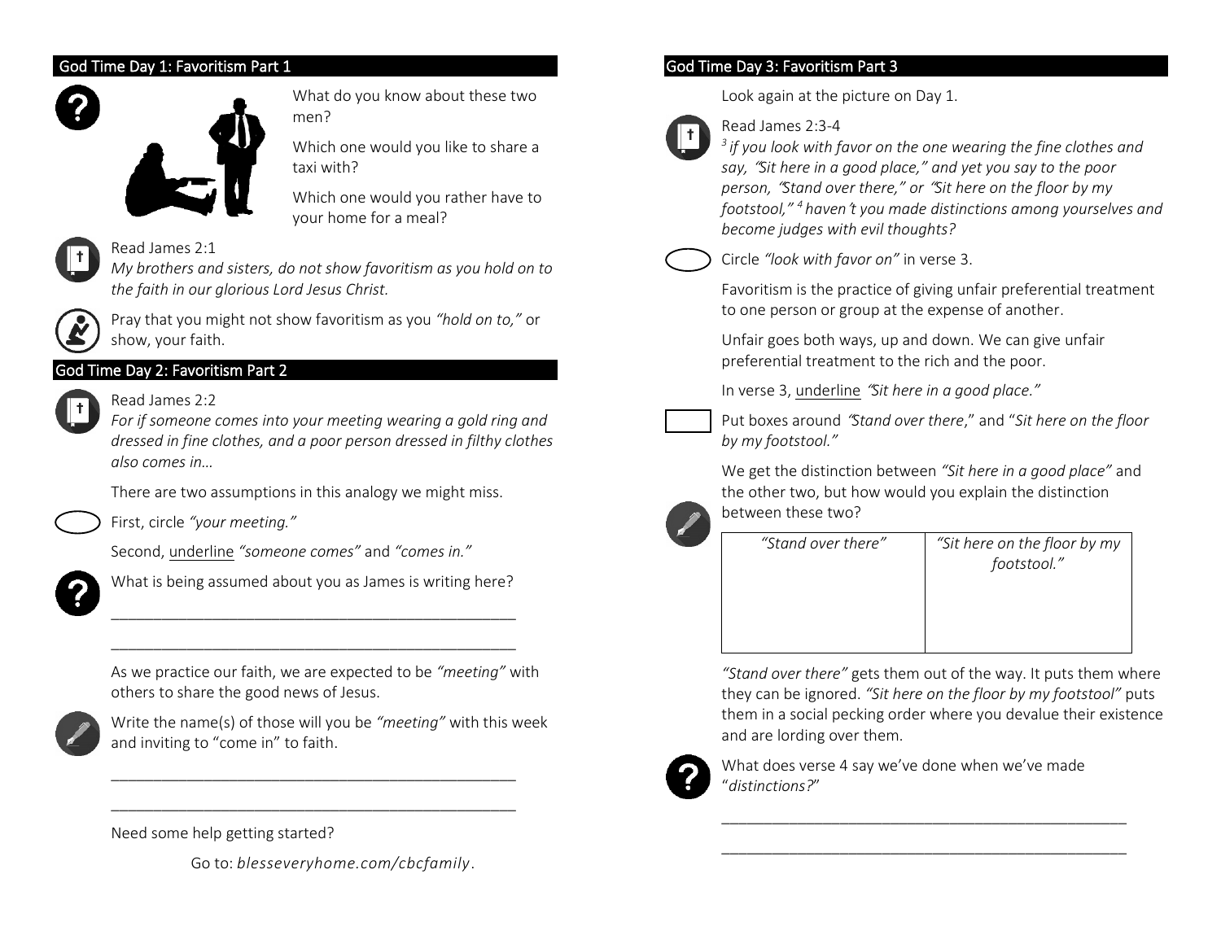## God Time Day 1: Favoritism Part 1

What do you know about these two men?

Which one would you like to share a taxi with?

Which one would you rather have to your home for a meal?

Read James 2:1
*My brothers and sisters, do not show favoritism as you hold on to the faith in our glorious Lord Jesus Christ.*

Pray that you might not show favoritism as you *"hold on to,"* or show, your faith.

## God Time Day 2: Favoritism Part 2

Read James 2:2
*For if someone comes into your meeting wearing a gold ring and dressed in fine clothes, and a poor person dressed in filthy clothes also comes in…*

There are two assumptions in this analogy we might miss.

First, circle *"your meeting."*

Second, underline *"someone comes"* and *"comes in."*

What is being assumed about you as James is writing here?

_______________________________________________

_______________________________________________

As we practice our faith, we are expected to be *"meeting"* with others to share the good news of Jesus.

Write the name(s) of those will you be *"meeting"* with this week and inviting to "come in" to faith.

_______________________________________________

_______________________________________________

Need some help getting started?

Go to: *blesseveryhome.com/cbcfamily*.

## God Time Day 3: Favoritism Part 3

Look again at the picture on Day 1.

Read James 2:3-4
*[3] if you look with favor on the one wearing the fine clothes and say, "Sit here in a good place," and yet you say to the poor person, "Stand over there," or "Sit here on the floor by my footstool," [4] haven't you made distinctions among yourselves and become judges with evil thoughts?*

Circle *"look with favor on"* in verse 3.

Favoritism is the practice of giving unfair preferential treatment to one person or group at the expense of another.

Unfair goes both ways, up and down. We can give unfair preferential treatment to the rich and the poor.

In verse 3, underline *"Sit here in a good place."*

Put boxes around *"Stand over there,"* and "*Sit here on the floor by my footstool."*

We get the distinction between *"Sit here in a good place"* and the other two, but how would you explain the distinction between these two?

| *"Stand over there"* | *"Sit here on the floor by my footstool."* |
| --- | --- |
| | |

*"Stand over there"* gets them out of the way. It puts them where they can be ignored. *"Sit here on the floor by my footstool"* puts them in a social pecking order where you devalue their existence and are lording over them.

What does verse 4 say we've done when we've made "*distinctions?*"

_______________________________________________

_______________________________________________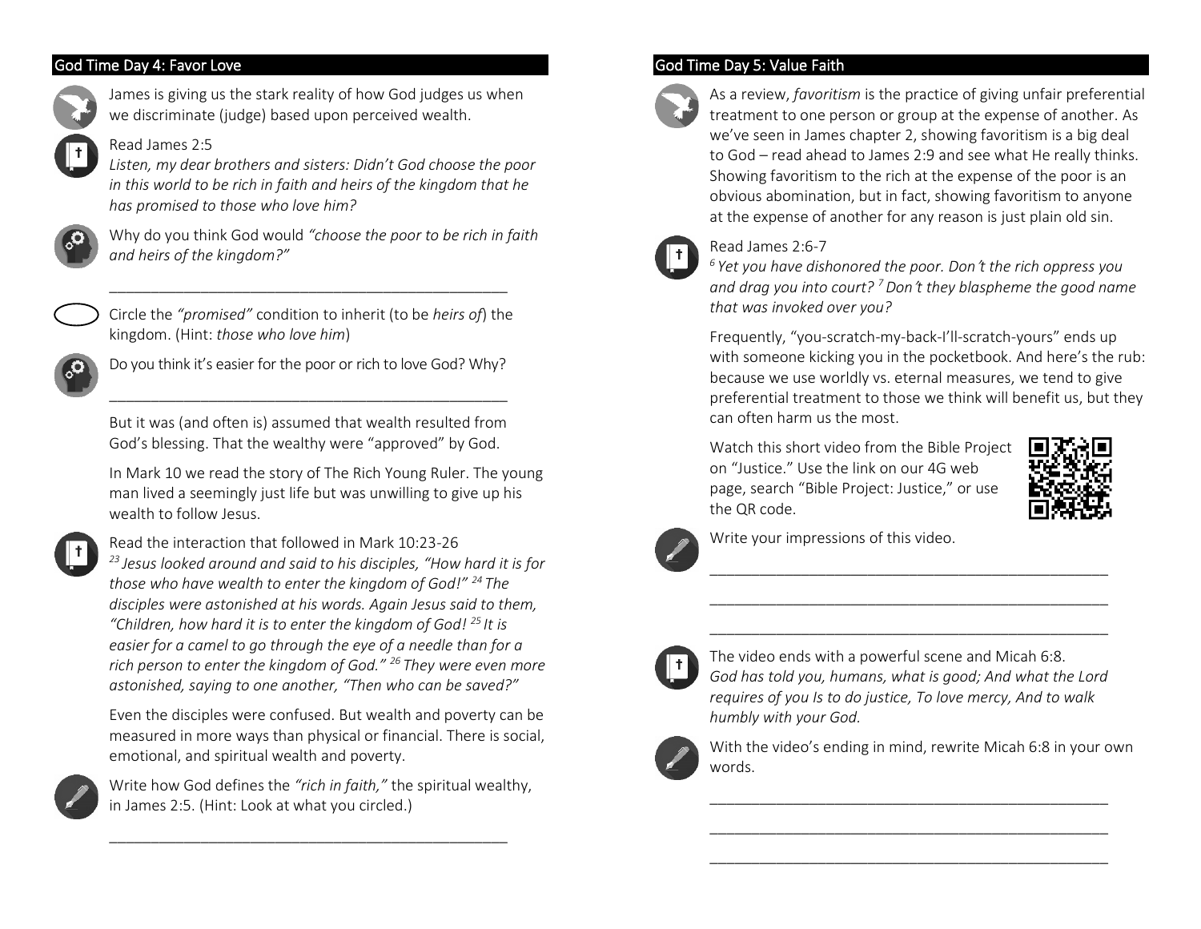## God Time Day 4: Favor Love

James is giving us the stark reality of how God judges us when we discriminate (judge) based upon perceived wealth.

Read James 2:5
*Listen, my dear brothers and sisters: Didn't God choose the poor in this world to be rich in faith and heirs of the kingdom that he has promised to those who love him?*

Why do you think God would *"choose the poor to be rich in faith and heirs of the kingdom?"*

_______________________________________________

Circle the *"promised"* condition to inherit (to be *heirs of*) the kingdom. (Hint: *those who love him*)

Do you think it's easier for the poor or rich to love God? Why?

_______________________________________________

But it was (and often is) assumed that wealth resulted from God's blessing. That the wealthy were "approved" by God.

In Mark 10 we read the story of The Rich Young Ruler. The young man lived a seemingly just life but was unwilling to give up his wealth to follow Jesus.

Read the interaction that followed in Mark 10:23-26
*[23] Jesus looked around and said to his disciples, "How hard it is for those who have wealth to enter the kingdom of God!" [24] The disciples were astonished at his words. Again Jesus said to them, "Children, how hard it is to enter the kingdom of God! [25] It is easier for a camel to go through the eye of a needle than for a rich person to enter the kingdom of God." [26] They were even more astonished, saying to one another, "Then who can be saved?"*

Even the disciples were confused. But wealth and poverty can be measured in more ways than physical or financial. There is social, emotional, and spiritual wealth and poverty.

Write how God defines the *"rich in faith,"* the spiritual wealthy, in James 2:5. (Hint: Look at what you circled.)

_______________________________________________

## God Time Day 5: Value Faith

As a review, *favoritism* is the practice of giving unfair preferential treatment to one person or group at the expense of another. As we've seen in James chapter 2, showing favoritism is a big deal to God – read ahead to James 2:9 and see what He really thinks. Showing favoritism to the rich at the expense of the poor is an obvious abomination, but in fact, showing favoritism to anyone at the expense of another for any reason is just plain old sin.

Read James 2:6-7
*[6] Yet you have dishonored the poor. Don't the rich oppress you and drag you into court? [7] Don't they blaspheme the good name that was invoked over you?*

Frequently, "you-scratch-my-back-I'll-scratch-yours" ends up with someone kicking you in the pocketbook. And here's the rub: because we use worldly vs. eternal measures, we tend to give preferential treatment to those we think will benefit us, but they can often harm us the most.

Watch this short video from the Bible Project on "Justice." Use the link on our 4G web page, search "Bible Project: Justice," or use the QR code.

Write your impressions of this video.

_______________________________________________

_______________________________________________

_______________________________________________

The video ends with a powerful scene and Micah 6:8.
*God has told you, humans, what is good; And what the Lord requires of you Is to do justice, To love mercy, And to walk humbly with your God.*

With the video's ending in mind, rewrite Micah 6:8 in your own words.

_______________________________________________

_______________________________________________

_______________________________________________